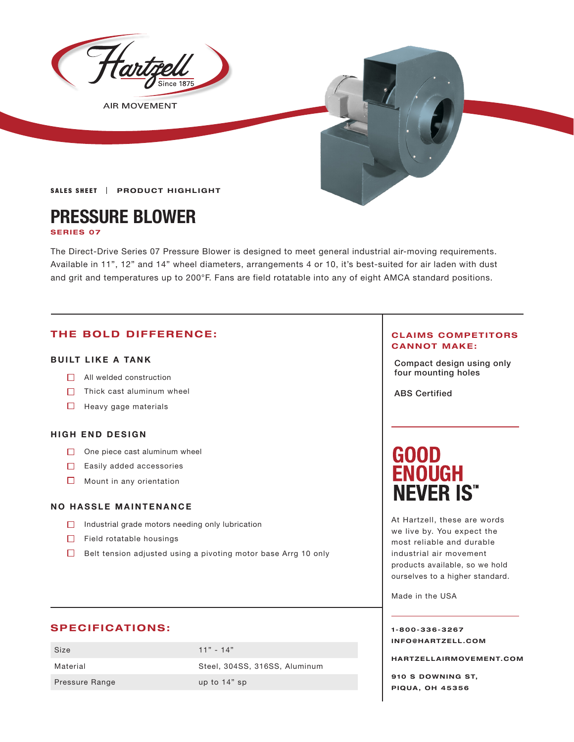Hartzell
Since 1875
AIR MOVEMENT

**SALES SHEET** | **PRODUCT HIGHLIGHT**

# PRESSURE BLOWER

**SERIES 07**

The Direct-Drive Series 07 Pressure Blower is designed to meet general industrial air-moving requirements. Available in 11", 12" and 14" wheel diameters, arrangements 4 or 10, it's best-suited for air laden with dust and grit and temperatures up to 200°F. Fans are field rotatable into any of eight AMCA standard positions.

## THE BOLD DIFFERENCE:

### BUILT LIKE A TANK

- All welded construction
- Thick cast aluminum wheel
- Heavy gage materials

### HIGH END DESIGN

- One piece cast aluminum wheel
- Easily added accessories
- Mount in any orientation

### NO HASSLE MAINTENANCE

- Industrial grade motors needing only lubrication
- Field rotatable housings
- Belt tension adjusted using a pivoting motor base Arrg 10 only

## SPECIFICATIONS:

| Size | 11" - 14" |
|---|---|
| Material | Steel, 304SS, 316SS, Aluminum |
| Pressure Range | up to 14" sp |

## CLAIMS COMPETITORS CANNOT MAKE:

Compact design using only four mounting holes

ABS Certified

## GOOD ENOUGH NEVER IS™

At Hartzell, these are words we live by. You expect the most reliable and durable industrial air movement products available, so we hold ourselves to a higher standard.

Made in the USA

**1-800-336-3267**
**INFO@HARTZELL.COM**

**HARTZELLAIRMOVEMENT.COM**

**910 S DOWNING ST,**
**PIQUA, OH 45356**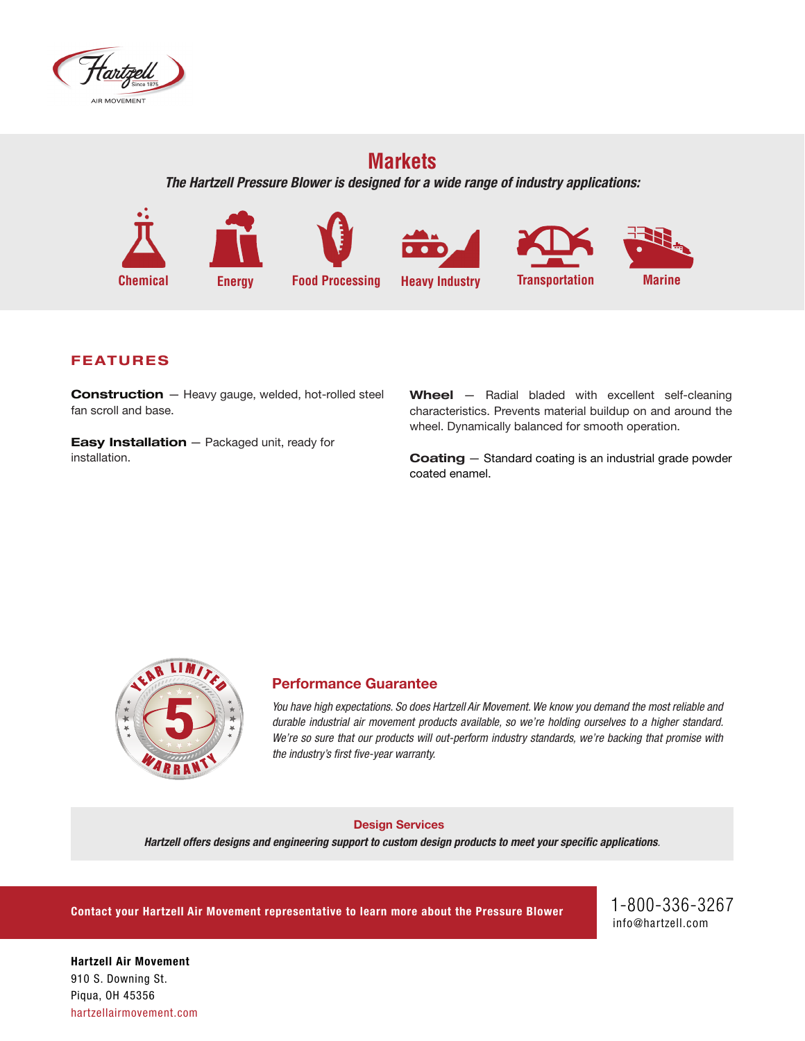## Markets

***The Hartzell Pressure Blower is designed for a wide range of industry applications:***

Chemical
Energy
Food Processing
Heavy Industry
Transportation
Marine

## FEATURES

**Construction** — Heavy gauge, welded, hot-rolled steel fan scroll and base.

**Easy Installation** — Packaged unit, ready for installation.

**Wheel** — Radial bladed with excellent self-cleaning characteristics. Prevents material buildup on and around the wheel. Dynamically balanced for smooth operation.

**Coating** — Standard coating is an industrial grade powder coated enamel.

## Performance Guarantee

*You have high expectations. So does Hartzell Air Movement. We know you demand the most reliable and durable industrial air movement products available, so we're holding ourselves to a higher standard. We're so sure that our products will out-perform industry standards, we're backing that promise with the industry's first five-year warranty.*

### Design Services

***Hartzell offers designs and engineering support to custom design products to meet your specific applications.***

**Contact your Hartzell Air Movement representative to learn more about the Pressure Blower**

1-800-336-3267
info@hartzell.com

**Hartzell Air Movement**
910 S. Downing St.
Piqua, OH 45356
hartzellairmovement.com